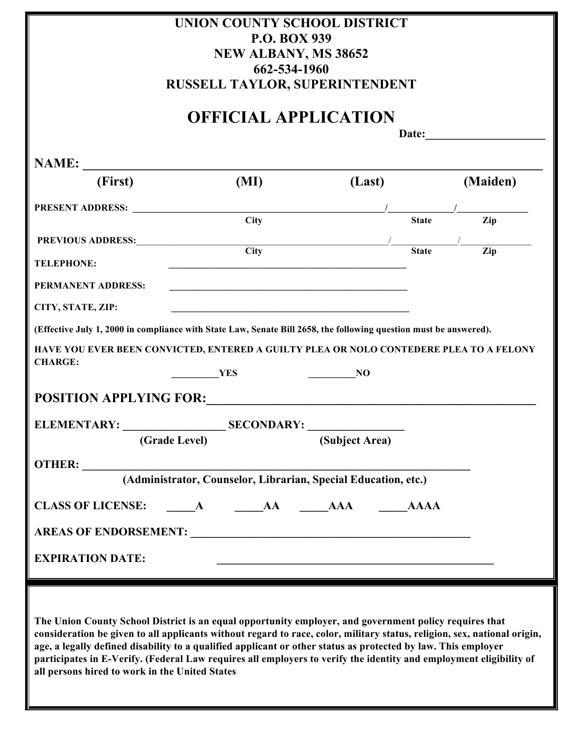**UNION COUNTY SCHOOL DISTRICT**
**P.O. BOX 939**
**NEW ALBANY, MS 38652**
**662-534-1960**
**RUSSELL TAYLOR, SUPERINTENDENT**

# OFFICIAL APPLICATION

**Date:**____________________

**NAME:** ______________________________________________________________
(First) (MI) (Last) (Maiden)

**PRESENT ADDRESS:** ______________________________________/____________/_____________
City State Zip

**PREVIOUS ADDRESS:**______________________________________/____________/_____________
City State Zip

**TELEPHONE:** ________________________________________________

**PERMANENT ADDRESS:** ________________________________________________

**CITY, STATE, ZIP:** ________________________________________________

**(Effective July 1, 2000 in compliance with State Law, Senate Bill 2658, the following question must be answered).**

**HAVE YOU EVER BEEN CONVICTED, ENTERED A GUILTY PLEA OR NOLO CONTEDERE PLEA TO A FELONY CHARGE:**

_________YES _________NO

**POSITION APPLYING FOR:**_____________________________________________________

**ELEMENTARY:** _________________ **SECONDARY:** ________________
(Grade Level) (Subject Area)

**OTHER:** _______________________________________________________________
(Administrator, Counselor, Librarian, Special Education, etc.)

**CLASS OF LICENSE:** _____A _____AA _____AAA _____AAAA

**AREAS OF ENDORSEMENT:** __________________________________________________

**EXPIRATION DATE:** _________________________________________________

**The Union County School District is an equal opportunity employer, and government policy requires that consideration be given to all applicants without regard to race, color, military status, religion, sex, national origin, age, a legally defined disability to a qualified applicant or other status as protected by law. This employer participates in E-Verify. (Federal Law requires all employers to verify the identity and employment eligibility of all persons hired to work in the United States**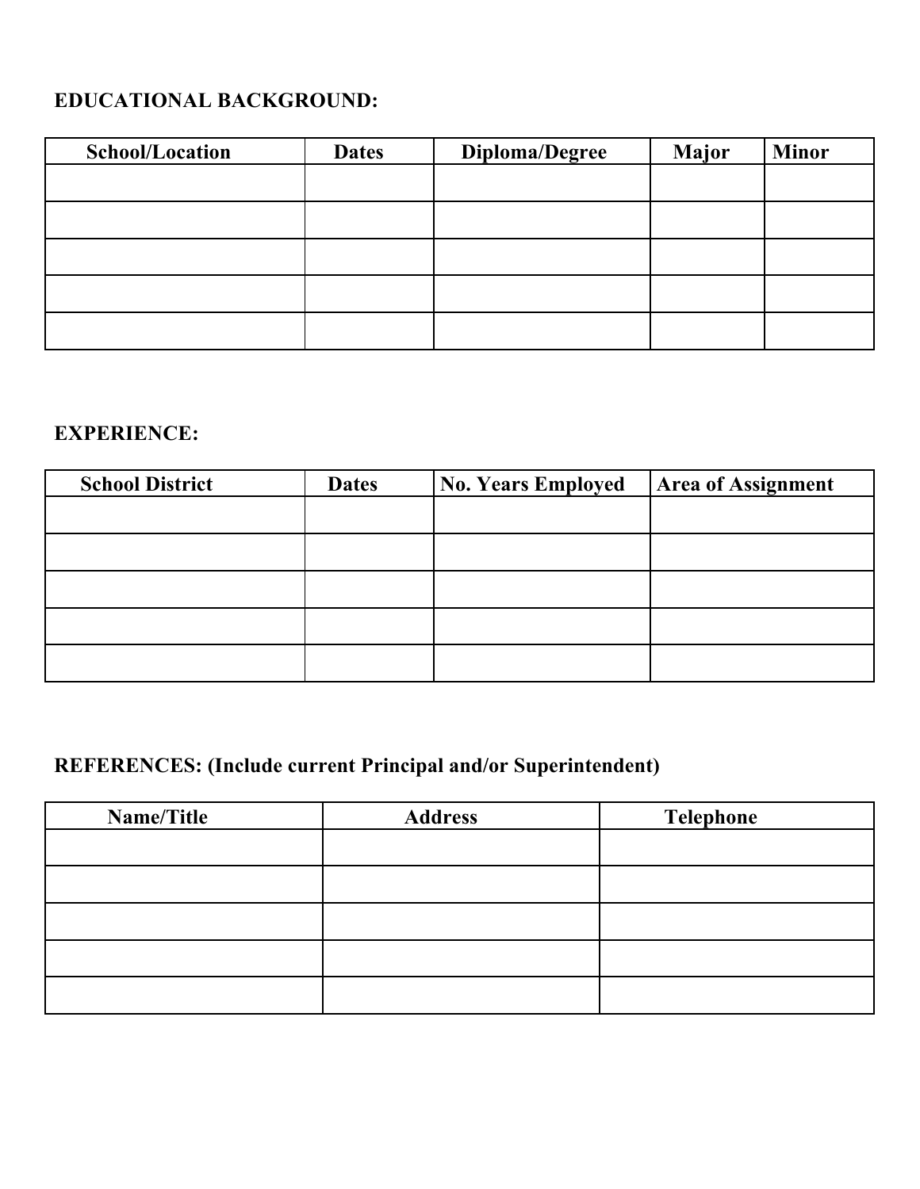**EDUCATIONAL BACKGROUND:**

| School/Location | Dates | Diploma/Degree | Major | Minor |
|---|---|---|---|---|
| | | | | |
| | | | | |
| | | | | |
| | | | | |
| | | | | |

**EXPERIENCE:**

| School District | Dates | No. Years Employed | Area of Assignment |
|---|---|---|---|
| | | | |
| | | | |
| | | | |
| | | | |
| | | | |

**REFERENCES: (Include current Principal and/or Superintendent)**

| Name/Title | Address | Telephone |
|---|---|---|
| | | |
| | | |
| | | |
| | | |
| | | |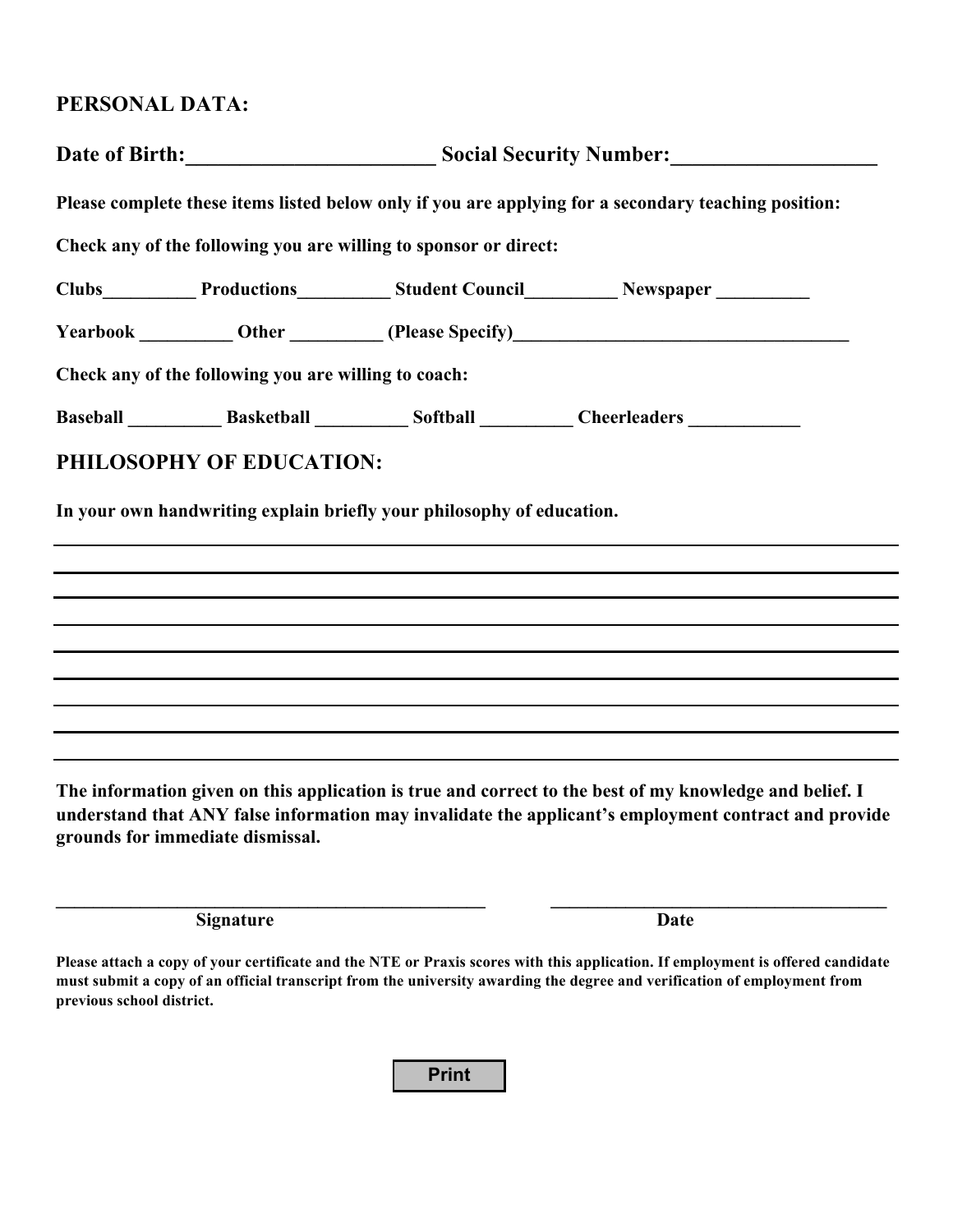## PERSONAL DATA:

**Date of Birth:\_\_\_\_\_\_\_\_\_\_\_\_\_\_\_\_\_\_\_\_\_\_\_\_ Social Security Number:\_\_\_\_\_\_\_\_\_\_\_\_\_\_\_\_\_\_\_\_**

**Please complete these items listed below only if you are applying for a secondary teaching position:**

**Check any of the following you are willing to sponsor or direct:**

**Clubs\_\_\_\_\_\_\_\_\_\_ Productions\_\_\_\_\_\_\_\_\_\_ Student Council\_\_\_\_\_\_\_\_\_\_ Newspaper \_\_\_\_\_\_\_\_\_\_**

**Yearbook \_\_\_\_\_\_\_\_\_\_ Other \_\_\_\_\_\_\_\_\_\_ (Please Specify)\_\_\_\_\_\_\_\_\_\_\_\_\_\_\_\_\_\_\_\_\_\_\_\_\_\_\_\_\_\_\_\_\_\_\_\_**

**Check any of the following you are willing to coach:**

**Baseball \_\_\_\_\_\_\_\_\_\_ Basketball \_\_\_\_\_\_\_\_\_\_ Softball \_\_\_\_\_\_\_\_\_\_ Cheerleaders \_\_\_\_\_\_\_\_\_\_\_\_**

## PHILOSOPHY OF EDUCATION:

**In your own handwriting explain briefly your philosophy of education.**

\_\_\_\_\_\_\_\_\_\_\_\_\_\_\_\_\_\_\_\_\_\_\_\_\_\_\_\_\_\_\_\_\_\_\_\_\_\_\_\_\_\_\_\_\_\_\_\_\_\_\_\_\_\_\_\_\_\_\_\_\_\_\_\_\_\_\_\_\_\_\_\_\_\_\_\_\_\_

\_\_\_\_\_\_\_\_\_\_\_\_\_\_\_\_\_\_\_\_\_\_\_\_\_\_\_\_\_\_\_\_\_\_\_\_\_\_\_\_\_\_\_\_\_\_\_\_\_\_\_\_\_\_\_\_\_\_\_\_\_\_\_\_\_\_\_\_\_\_\_\_\_\_\_\_\_\_

\_\_\_\_\_\_\_\_\_\_\_\_\_\_\_\_\_\_\_\_\_\_\_\_\_\_\_\_\_\_\_\_\_\_\_\_\_\_\_\_\_\_\_\_\_\_\_\_\_\_\_\_\_\_\_\_\_\_\_\_\_\_\_\_\_\_\_\_\_\_\_\_\_\_\_\_\_\_

\_\_\_\_\_\_\_\_\_\_\_\_\_\_\_\_\_\_\_\_\_\_\_\_\_\_\_\_\_\_\_\_\_\_\_\_\_\_\_\_\_\_\_\_\_\_\_\_\_\_\_\_\_\_\_\_\_\_\_\_\_\_\_\_\_\_\_\_\_\_\_\_\_\_\_\_\_\_

\_\_\_\_\_\_\_\_\_\_\_\_\_\_\_\_\_\_\_\_\_\_\_\_\_\_\_\_\_\_\_\_\_\_\_\_\_\_\_\_\_\_\_\_\_\_\_\_\_\_\_\_\_\_\_\_\_\_\_\_\_\_\_\_\_\_\_\_\_\_\_\_\_\_\_\_\_\_

\_\_\_\_\_\_\_\_\_\_\_\_\_\_\_\_\_\_\_\_\_\_\_\_\_\_\_\_\_\_\_\_\_\_\_\_\_\_\_\_\_\_\_\_\_\_\_\_\_\_\_\_\_\_\_\_\_\_\_\_\_\_\_\_\_\_\_\_\_\_\_\_\_\_\_\_\_\_

\_\_\_\_\_\_\_\_\_\_\_\_\_\_\_\_\_\_\_\_\_\_\_\_\_\_\_\_\_\_\_\_\_\_\_\_\_\_\_\_\_\_\_\_\_\_\_\_\_\_\_\_\_\_\_\_\_\_\_\_\_\_\_\_\_\_\_\_\_\_\_\_\_\_\_\_\_\_

\_\_\_\_\_\_\_\_\_\_\_\_\_\_\_\_\_\_\_\_\_\_\_\_\_\_\_\_\_\_\_\_\_\_\_\_\_\_\_\_\_\_\_\_\_\_\_\_\_\_\_\_\_\_\_\_\_\_\_\_\_\_\_\_\_\_\_\_\_\_\_\_\_\_\_\_\_\_

\_\_\_\_\_\_\_\_\_\_\_\_\_\_\_\_\_\_\_\_\_\_\_\_\_\_\_\_\_\_\_\_\_\_\_\_\_\_\_\_\_\_\_\_\_\_\_\_\_\_\_\_\_\_\_\_\_\_\_\_\_\_\_\_\_\_\_\_\_\_\_\_\_\_\_\_\_\_

**The information given on this application is true and correct to the best of my knowledge and belief. I understand that ANY false information may invalidate the applicant's employment contract and provide grounds for immediate dismissal.**

\_\_\_\_\_\_\_\_\_\_\_\_\_\_\_\_\_\_\_\_\_\_\_\_\_\_\_\_\_\_\_\_\_\_\_\_\_\_\_\_\_\_\_\_\_\_ \_\_\_\_\_\_\_\_\_\_\_\_\_\_\_\_\_\_\_\_\_\_\_\_\_\_\_\_\_\_\_\_\_\_\_\_\_\_

**Signature** **Date**

**Please attach a copy of your certificate and the NTE or Praxis scores with this application. If employment is offered candidate must submit a copy of an official transcript from the university awarding the degree and verification of employment from previous school district.**

Print